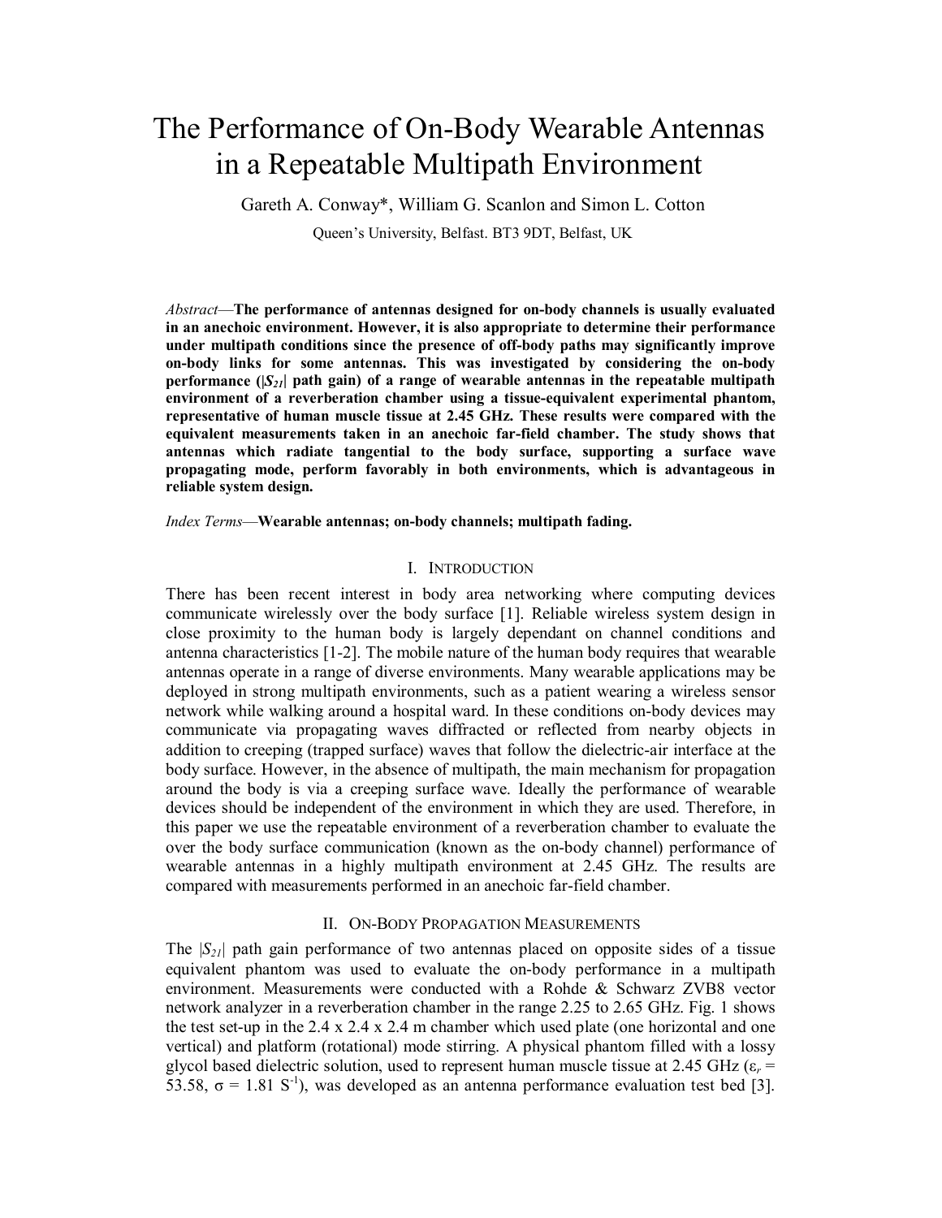# The Performance of On-Body Wearable Antennas in a Repeatable Multipath Environment

Gareth A. Conway*, William G. Scanlon and Simon L. Cotton

Queen's University, Belfast. BT3 9DT, Belfast, UK

*Abstract*—**The performance of antennas designed for on-body channels is usually evaluated in an anechoic environment. However, it is also appropriate to determine their performance under multipath conditions since the presence of off-body paths may significantly improve on-body links for some antennas. This was investigated by considering the on-body performance ($|S_{21}|$ path gain) of a range of wearable antennas in the repeatable multipath environment of a reverberation chamber using a tissue-equivalent experimental phantom, representative of human muscle tissue at 2.45 GHz. These results were compared with the equivalent measurements taken in an anechoic far-field chamber. The study shows that antennas which radiate tangential to the body surface, supporting a surface wave propagating mode, perform favorably in both environments, which is advantageous in reliable system design.**

*Index Terms*—**Wearable antennas; on-body channels; multipath fading.**

## I. Introduction

There has been recent interest in body area networking where computing devices communicate wirelessly over the body surface [1]. Reliable wireless system design in close proximity to the human body is largely dependant on channel conditions and antenna characteristics [1-2]. The mobile nature of the human body requires that wearable antennas operate in a range of diverse environments. Many wearable applications may be deployed in strong multipath environments, such as a patient wearing a wireless sensor network while walking around a hospital ward. In these conditions on-body devices may communicate via propagating waves diffracted or reflected from nearby objects in addition to creeping (trapped surface) waves that follow the dielectric-air interface at the body surface. However, in the absence of multipath, the main mechanism for propagation around the body is via a creeping surface wave. Ideally the performance of wearable devices should be independent of the environment in which they are used. Therefore, in this paper we use the repeatable environment of a reverberation chamber to evaluate the over the body surface communication (known as the on-body channel) performance of wearable antennas in a highly multipath environment at 2.45 GHz. The results are compared with measurements performed in an anechoic far-field chamber.

## II. On-Body Propagation Measurements

The $|S_{21}|$ path gain performance of two antennas placed on opposite sides of a tissue equivalent phantom was used to evaluate the on-body performance in a multipath environment. Measurements were conducted with a Rohde & Schwarz ZVB8 vector network analyzer in a reverberation chamber in the range 2.25 to 2.65 GHz. Fig. 1 shows the test set-up in the 2.4 x 2.4 x 2.4 m chamber which used plate (one horizontal and one vertical) and platform (rotational) mode stirring. A physical phantom filled with a lossy glycol based dielectric solution, used to represent human muscle tissue at 2.45 GHz ($\varepsilon_r$ = 53.58, $\sigma$ = 1.81 $S^{-1}$), was developed as an antenna performance evaluation test bed [3].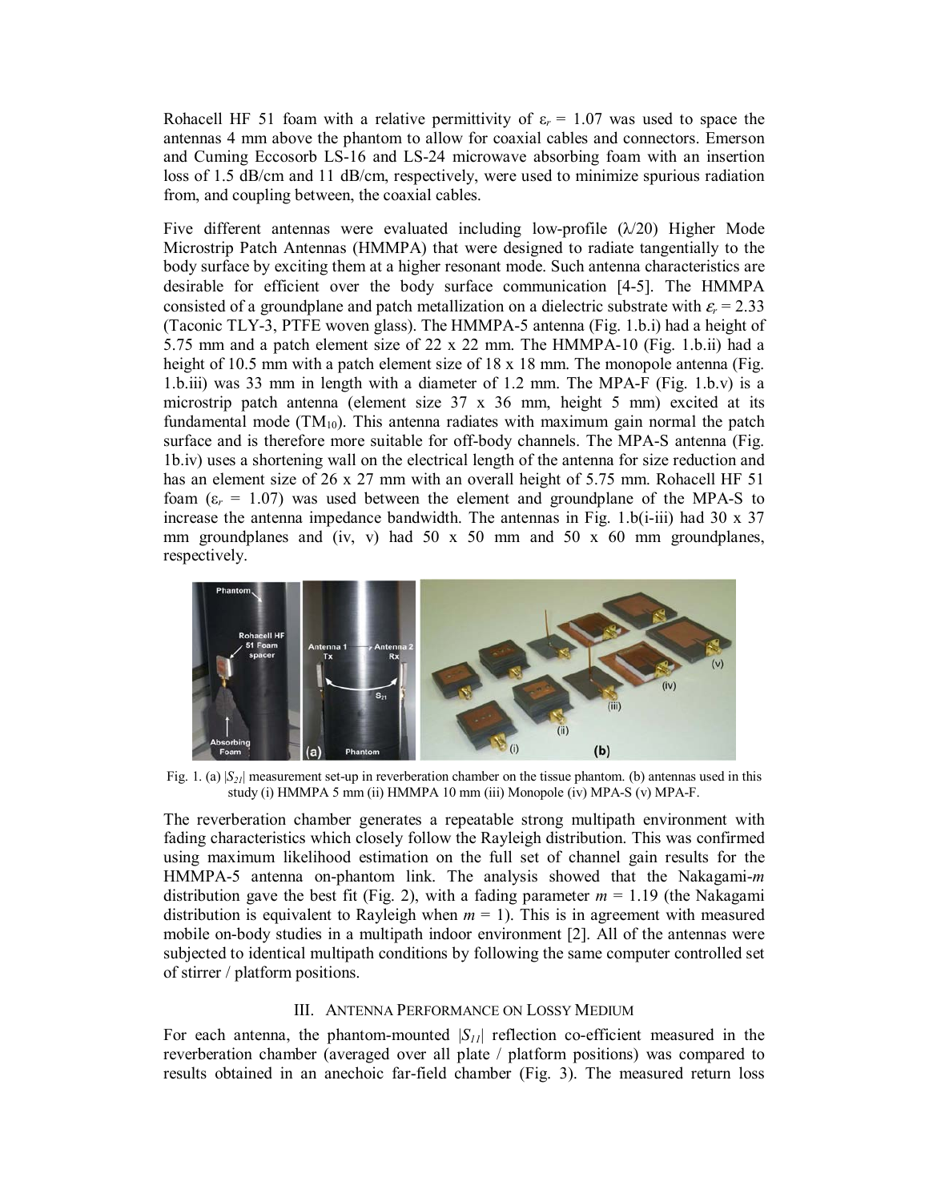Rohacell HF 51 foam with a relative permittivity of $\varepsilon_r = 1.07$ was used to space the antennas 4 mm above the phantom to allow for coaxial cables and connectors. Emerson and Cuming Eccosorb LS-16 and LS-24 microwave absorbing foam with an insertion loss of 1.5 dB/cm and 11 dB/cm, respectively, were used to minimize spurious radiation from, and coupling between, the coaxial cables.

Five different antennas were evaluated including low-profile ($\lambda/20$) Higher Mode Microstrip Patch Antennas (HMMPA) that were designed to radiate tangentially to the body surface by exciting them at a higher resonant mode. Such antenna characteristics are desirable for efficient over the body surface communication [4-5]. The HMMPA consisted of a groundplane and patch metallization on a dielectric substrate with $\varepsilon_r = 2.33$ (Taconic TLY-3, PTFE woven glass). The HMMPA-5 antenna (Fig. 1.b.i) had a height of 5.75 mm and a patch element size of 22 x 22 mm. The HMMPA-10 (Fig. 1.b.ii) had a height of 10.5 mm with a patch element size of 18 x 18 mm. The monopole antenna (Fig. 1.b.iii) was 33 mm in length with a diameter of 1.2 mm. The MPA-F (Fig. 1.b.v) is a microstrip patch antenna (element size 37 x 36 mm, height 5 mm) excited at its fundamental mode ($TM_{10}$). This antenna radiates with maximum gain normal the patch surface and is therefore more suitable for off-body channels. The MPA-S antenna (Fig. 1b.iv) uses a shortening wall on the electrical length of the antenna for size reduction and has an element size of 26 x 27 mm with an overall height of 5.75 mm. Rohacell HF 51 foam ($\varepsilon_r = 1.07$) was used between the element and groundplane of the MPA-S to increase the antenna impedance bandwidth. The antennas in Fig. 1.b(i-iii) had 30 x 37 mm groundplanes and (iv, v) had 50 x 50 mm and 50 x 60 mm groundplanes, respectively.

Fig. 1. (a) $|S_{21}|$ measurement set-up in reverberation chamber on the tissue phantom. (b) antennas used in this study (i) HMMPA 5 mm (ii) HMMPA 10 mm (iii) Monopole (iv) MPA-S (v) MPA-F.

The reverberation chamber generates a repeatable strong multipath environment with fading characteristics which closely follow the Rayleigh distribution. This was confirmed using maximum likelihood estimation on the full set of channel gain results for the HMMPA-5 antenna on-phantom link. The analysis showed that the Nakagami-*m* distribution gave the best fit (Fig. 2), with a fading parameter $m = 1.19$ (the Nakagami distribution is equivalent to Rayleigh when $m = 1$). This is in agreement with measured mobile on-body studies in a multipath indoor environment [2]. All of the antennas were subjected to identical multipath conditions by following the same computer controlled set of stirrer / platform positions.

## III. Antenna Performance on Lossy Medium

For each antenna, the phantom-mounted $|S_{11}|$ reflection co-efficient measured in the reverberation chamber (averaged over all plate / platform positions) was compared to results obtained in an anechoic far-field chamber (Fig. 3). The measured return loss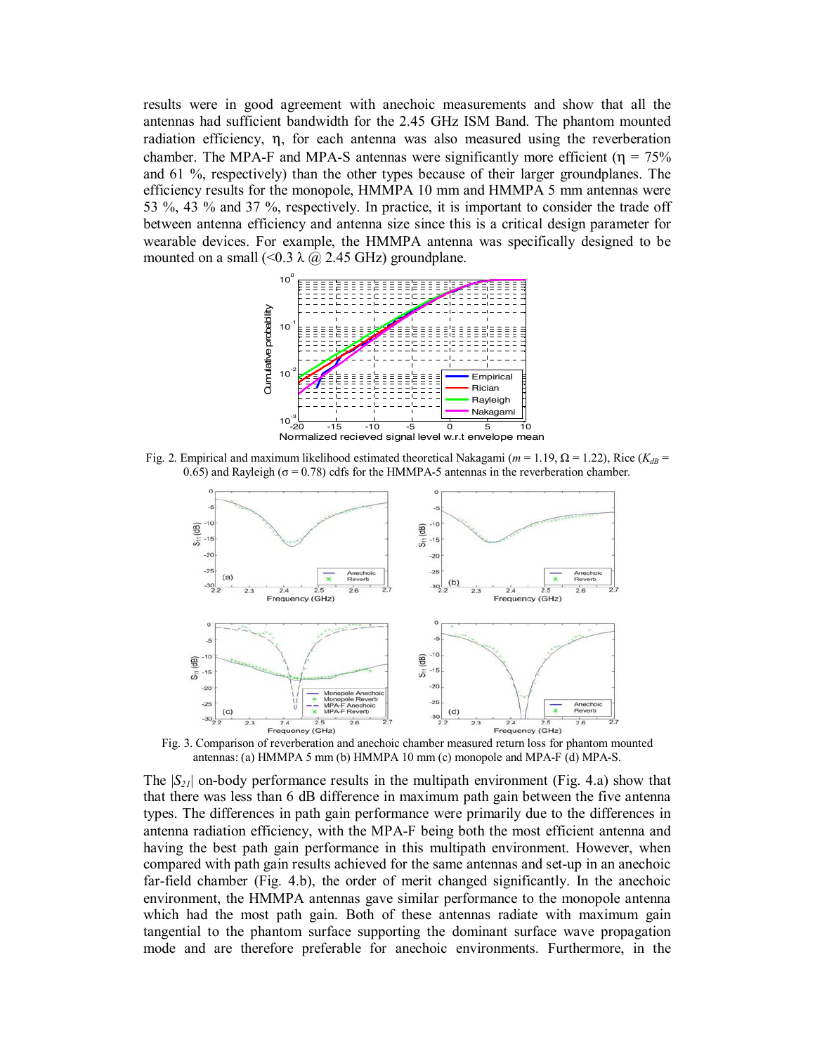results were in good agreement with anechoic measurements and show that all the antennas had sufficient bandwidth for the 2.45 GHz ISM Band. The phantom mounted radiation efficiency, η, for each antenna was also measured using the reverberation chamber. The MPA-F and MPA-S antennas were significantly more efficient (η = 75% and 61 %, respectively) than the other types because of their larger groundplanes. The efficiency results for the monopole, HMMPA 10 mm and HMMPA 5 mm antennas were 53 %, 43 % and 37 %, respectively. In practice, it is important to consider the trade off between antenna efficiency and antenna size since this is a critical design parameter for wearable devices. For example, the HMMPA antenna was specifically designed to be mounted on a small (<0.3 λ @ 2.45 GHz) groundplane.

Fig. 2. Empirical and maximum likelihood estimated theoretical Nakagami ($m$ = 1.19, Ω = 1.22), Rice ($K_{dB}$ = 0.65) and Rayleigh (σ = 0.78) cdfs for the HMMPA-5 antennas in the reverberation chamber.

Fig. 3. Comparison of reverberation and anechoic chamber measured return loss for phantom mounted antennas: (a) HMMPA 5 mm (b) HMMPA 10 mm (c) monopole and MPA-F (d) MPA-S.

The $|S_{21}|$ on-body performance results in the multipath environment (Fig. 4.a) show that that there was less than 6 dB difference in maximum path gain between the five antenna types. The differences in path gain performance were primarily due to the differences in antenna radiation efficiency, with the MPA-F being both the most efficient antenna and having the best path gain performance in this multipath environment. However, when compared with path gain results achieved for the same antennas and set-up in an anechoic far-field chamber (Fig. 4.b), the order of merit changed significantly. In the anechoic environment, the HMMPA antennas gave similar performance to the monopole antenna which had the most path gain. Both of these antennas radiate with maximum gain tangential to the phantom surface supporting the dominant surface wave propagation mode and are therefore preferable for anechoic environments. Furthermore, in the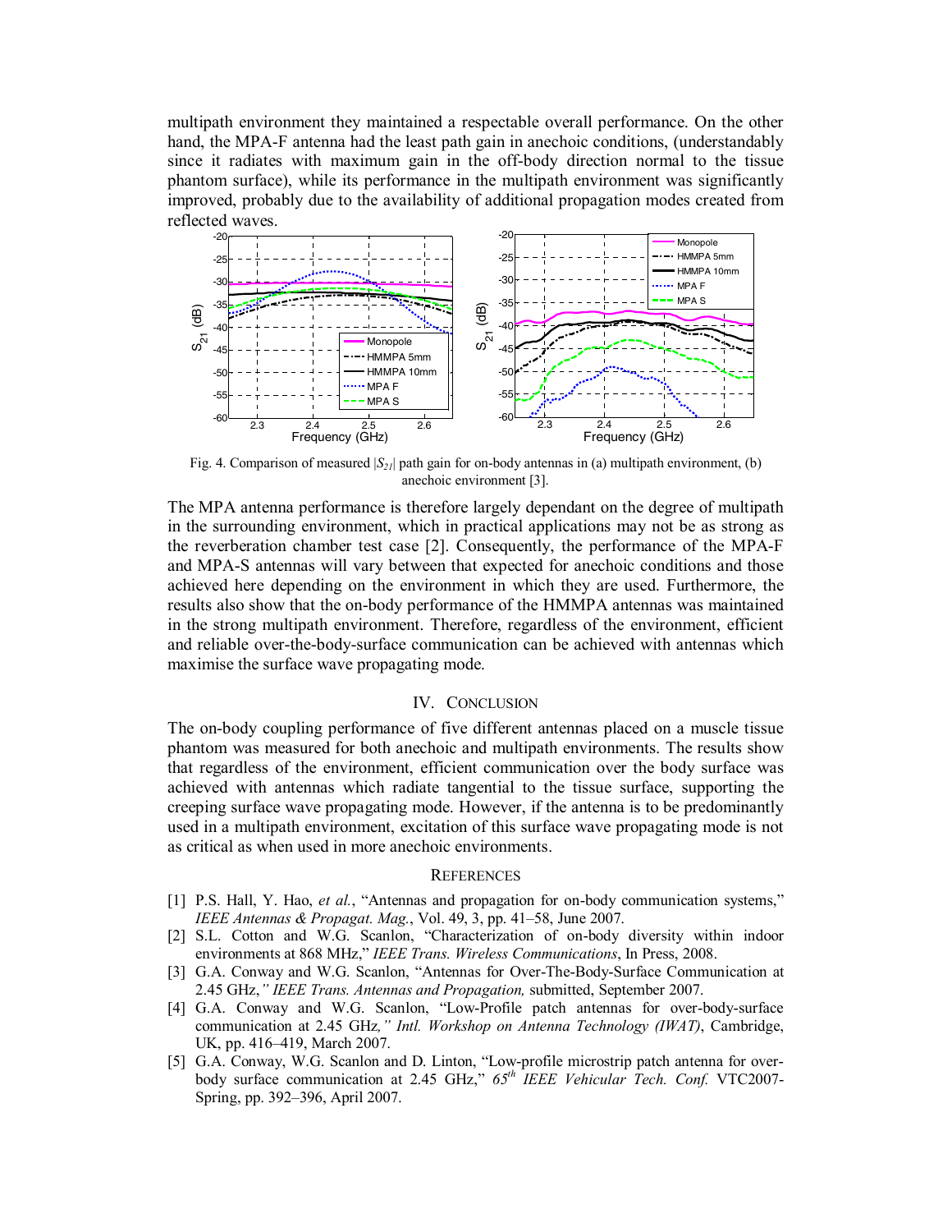multipath environment they maintained a respectable overall performance. On the other hand, the MPA-F antenna had the least path gain in anechoic conditions, (understandably since it radiates with maximum gain in the off-body direction normal to the tissue phantom surface), while its performance in the multipath environment was significantly improved, probably due to the availability of additional propagation modes created from reflected waves.

-20
-25
-30
-35
-40
-45
-50
-55
-60
$S_{21}$ (dB)
2.3
2.4
2.5
2.6
Frequency (GHz)
Monopole
HMMPA 5mm
HMMPA 10mm
MPA F
MPA S

-20
-25
-30
-35
-40
-45
-50
-55
-60
$S_{21}$ (dB)
2.3
2.4
2.5
2.6
Frequency (GHz)
Monopole
HMMPA 5mm
HMMPA 10mm
MPA F
MPA S

Fig. 4. Comparison of measured $|S_{21}|$ path gain for on-body antennas in (a) multipath environment, (b) anechoic environment [3].

The MPA antenna performance is therefore largely dependant on the degree of multipath in the surrounding environment, which in practical applications may not be as strong as the reverberation chamber test case [2]. Consequently, the performance of the MPA-F and MPA-S antennas will vary between that expected for anechoic conditions and those achieved here depending on the environment in which they are used. Furthermore, the results also show that the on-body performance of the HMMPA antennas was maintained in the strong multipath environment. Therefore, regardless of the environment, efficient and reliable over-the-body-surface communication can be achieved with antennas which maximise the surface wave propagating mode.

## IV. Conclusion

The on-body coupling performance of five different antennas placed on a muscle tissue phantom was measured for both anechoic and multipath environments. The results show that regardless of the environment, efficient communication over the body surface was achieved with antennas which radiate tangential to the tissue surface, supporting the creeping surface wave propagating mode. However, if the antenna is to be predominantly used in a multipath environment, excitation of this surface wave propagating mode is not as critical as when used in more anechoic environments.

## References

[1] P.S. Hall, Y. Hao, *et al.*, "Antennas and propagation for on-body communication systems," *IEEE Antennas & Propagat. Mag.*, Vol. 49, 3, pp. 41–58, June 2007.

[2] S.L. Cotton and W.G. Scanlon, "Characterization of on-body diversity within indoor environments at 868 MHz," *IEEE Trans. Wireless Communications*, In Press, 2008.

[3] G.A. Conway and W.G. Scanlon, "Antennas for Over-The-Body-Surface Communication at 2.45 GHz," *IEEE Trans. Antennas and Propagation,* submitted, September 2007.

[4] G.A. Conway and W.G. Scanlon, "Low-Profile patch antennas for over-body-surface communication at 2.45 GHz," *Intl. Workshop on Antenna Technology (IWAT)*, Cambridge, UK, pp. 416–419, March 2007.

[5] G.A. Conway, W.G. Scanlon and D. Linton, "Low-profile microstrip patch antenna for over-body surface communication at 2.45 GHz," *65th IEEE Vehicular Tech. Conf.* VTC2007-Spring, pp. 392–396, April 2007.